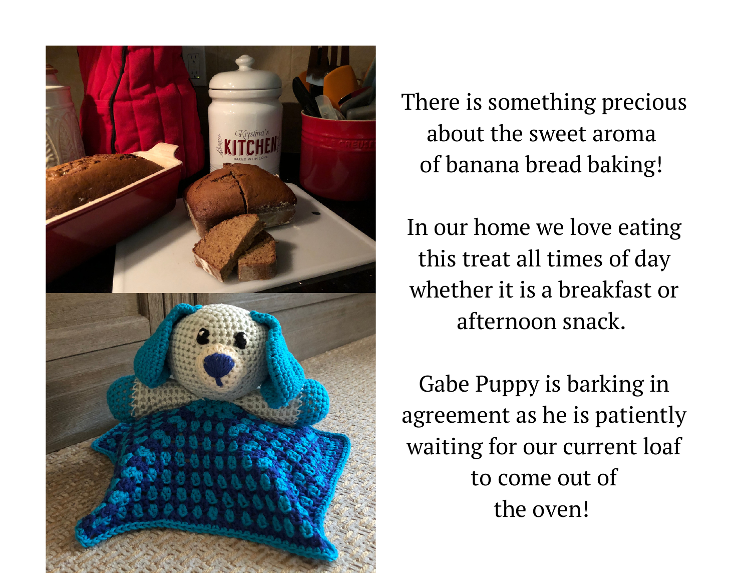There is something precious about the sweet aroma of banana bread baking!

In our home we love eating this treat all times of day whether it is a breakfast or afternoon snack.

Gabe Puppy is barking in agreement as he is patiently waiting for our current loaf to come out of the oven!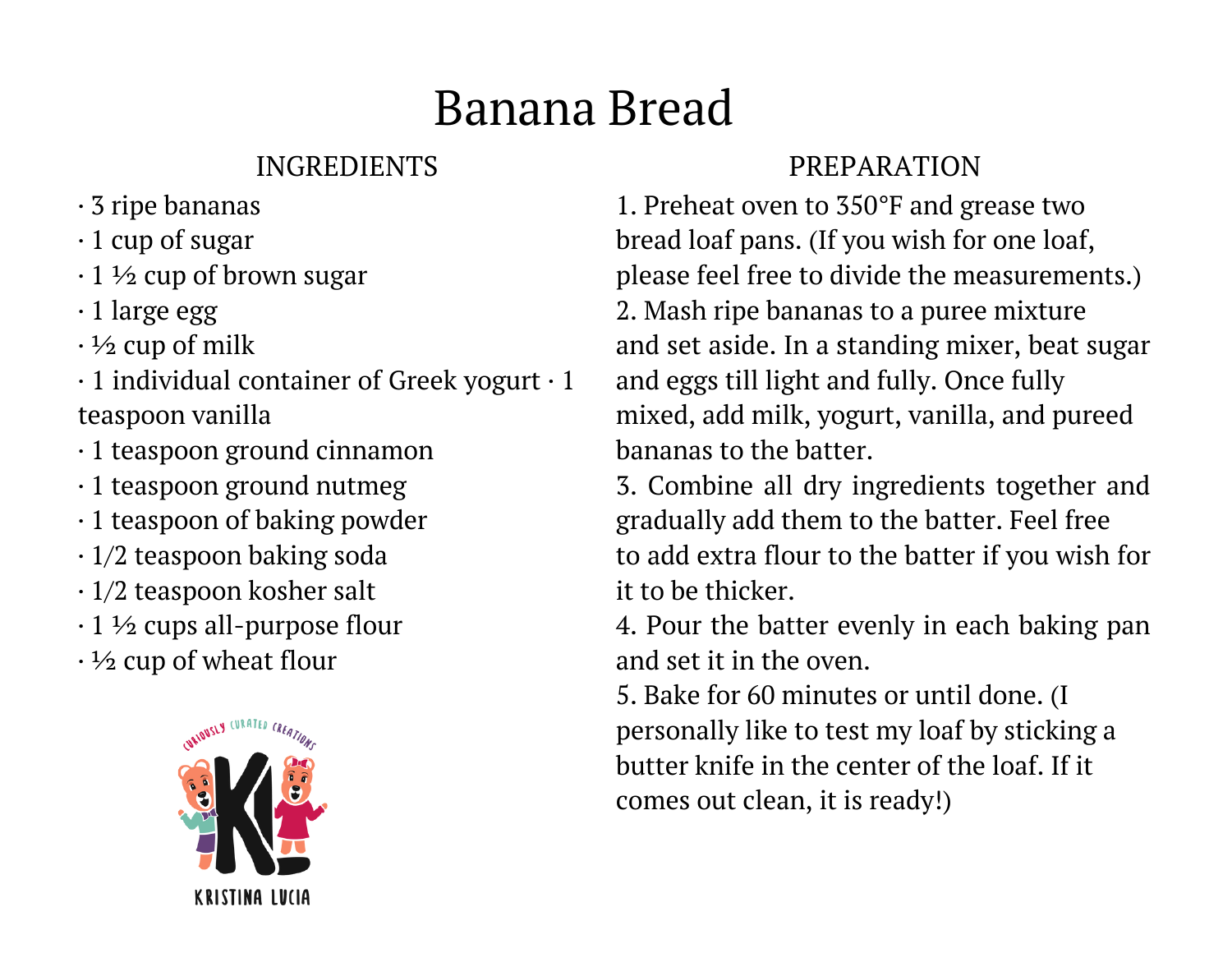# Banana Bread

## INGREDIENTS

- 3 ripe bananas
- 1 cup of sugar
- 1 ½ cup of brown sugar
- 1 large egg
- ½ cup of milk
- 1 individual container of Greek yogurt · 1 teaspoon vanilla
- 1 teaspoon ground cinnamon
- 1 teaspoon ground nutmeg
- 1 teaspoon of baking powder
- 1/2 teaspoon baking soda
- 1/2 teaspoon kosher salt
- 1 ½ cups all-purpose flour
- ½ cup of wheat flour

## PREPARATION

1. Preheat oven to 350°F and grease two bread loaf pans. (If you wish for one loaf, please feel free to divide the measurements.)
2. Mash ripe bananas to a puree mixture and set aside. In a standing mixer, beat sugar and eggs till light and fully. Once fully mixed, add milk, yogurt, vanilla, and pureed bananas to the batter.
3. Combine all dry ingredients together and gradually add them to the batter. Feel free to add extra flour to the batter if you wish for it to be thicker.
4. Pour the batter evenly in each baking pan and set it in the oven.
5. Bake for 60 minutes or until done. (I personally like to test my loaf by sticking a butter knife in the center of the loaf. If it comes out clean, it is ready!)

CURIOUSLY CURATED CREATIONS

KRISTINA LUCIA